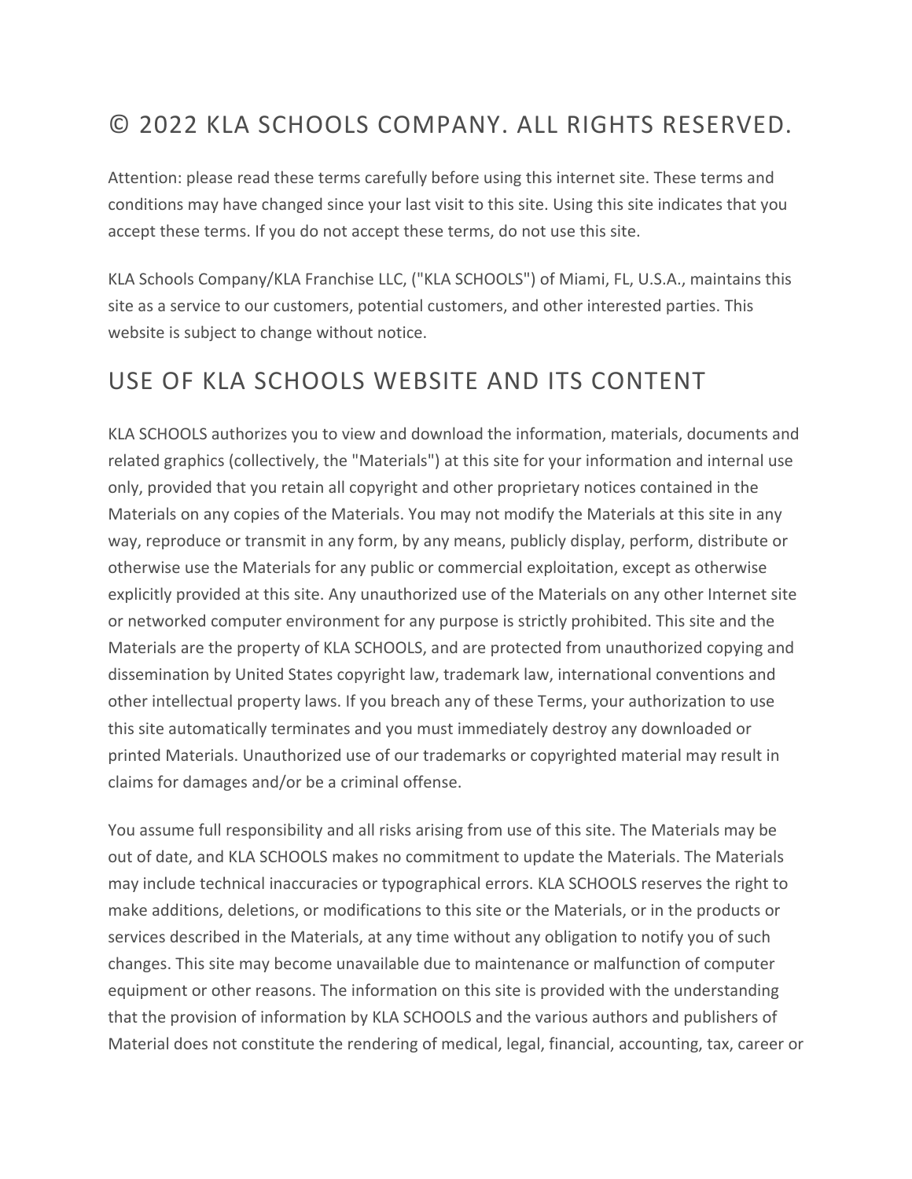# © 2022 KLA SCHOOLS COMPANY. ALL RIGHTS RESERVED.

Attention: please read these terms carefully before using this internet site. These terms and conditions may have changed since your last visit to this site. Using this site indicates that you accept these terms. If you do not accept these terms, do not use this site.

KLA Schools Company/KLA Franchise LLC, ("KLA SCHOOLS") of Miami, FL, U.S.A., maintains this site as a service to our customers, potential customers, and other interested parties. This website is subject to change without notice.

## USE OF KLA SCHOOLS WEBSITE AND ITS CONTENT

KLA SCHOOLS authorizes you to view and download the information, materials, documents and related graphics (collectively, the "Materials") at this site for your information and internal use only, provided that you retain all copyright and other proprietary notices contained in the Materials on any copies of the Materials. You may not modify the Materials at this site in any way, reproduce or transmit in any form, by any means, publicly display, perform, distribute or otherwise use the Materials for any public or commercial exploitation, except as otherwise explicitly provided at this site. Any unauthorized use of the Materials on any other Internet site or networked computer environment for any purpose is strictly prohibited. This site and the Materials are the property of KLA SCHOOLS, and are protected from unauthorized copying and dissemination by United States copyright law, trademark law, international conventions and other intellectual property laws. If you breach any of these Terms, your authorization to use this site automatically terminates and you must immediately destroy any downloaded or printed Materials. Unauthorized use of our trademarks or copyrighted material may result in claims for damages and/or be a criminal offense.

You assume full responsibility and all risks arising from use of this site. The Materials may be out of date, and KLA SCHOOLS makes no commitment to update the Materials. The Materials may include technical inaccuracies or typographical errors. KLA SCHOOLS reserves the right to make additions, deletions, or modifications to this site or the Materials, or in the products or services described in the Materials, at any time without any obligation to notify you of such changes. This site may become unavailable due to maintenance or malfunction of computer equipment or other reasons. The information on this site is provided with the understanding that the provision of information by KLA SCHOOLS and the various authors and publishers of Material does not constitute the rendering of medical, legal, financial, accounting, tax, career or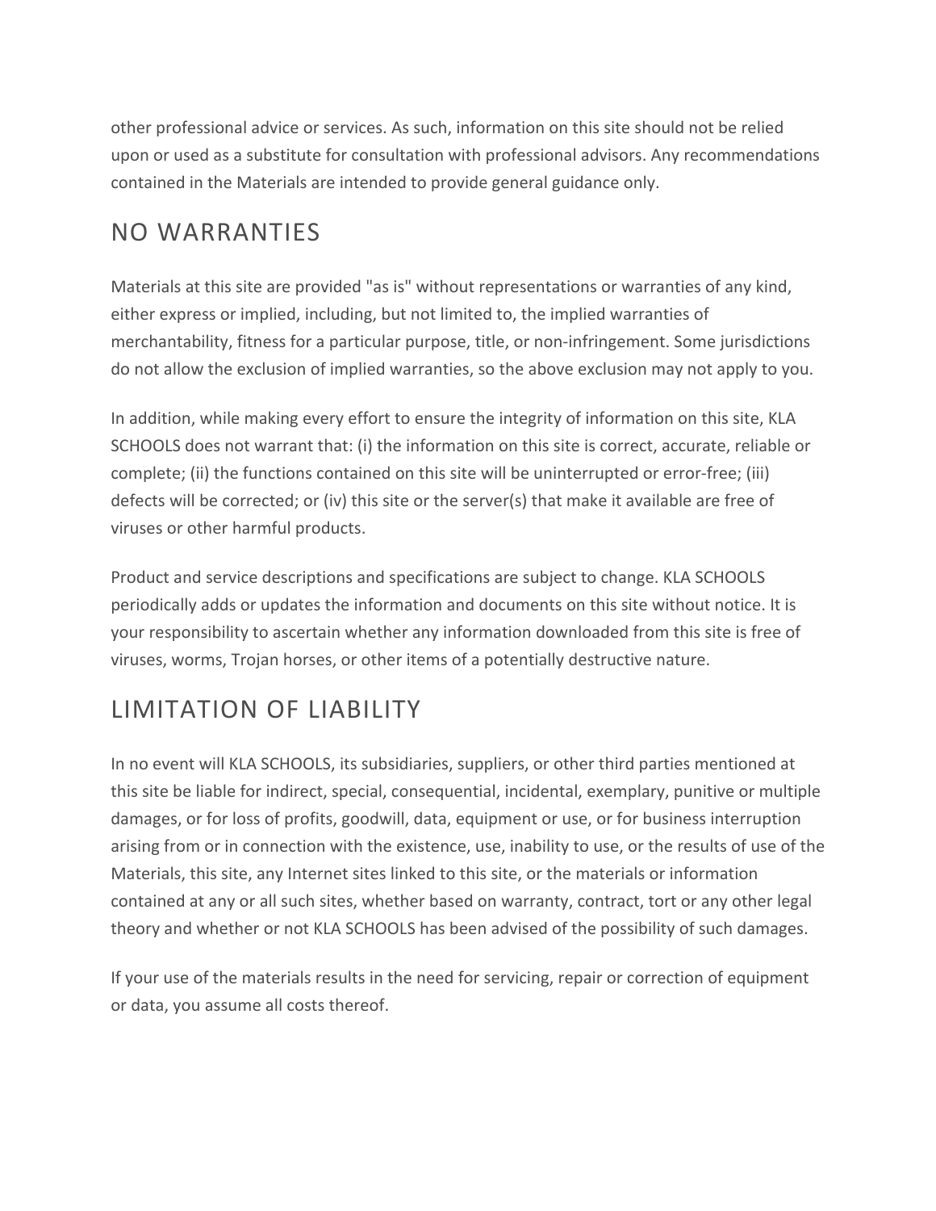other professional advice or services. As such, information on this site should not be relied upon or used as a substitute for consultation with professional advisors. Any recommendations contained in the Materials are intended to provide general guidance only.

## NO WARRANTIES

Materials at this site are provided "as is" without representations or warranties of any kind, either express or implied, including, but not limited to, the implied warranties of merchantability, fitness for a particular purpose, title, or non-infringement. Some jurisdictions do not allow the exclusion of implied warranties, so the above exclusion may not apply to you.

In addition, while making every effort to ensure the integrity of information on this site, KLA SCHOOLS does not warrant that: (i) the information on this site is correct, accurate, reliable or complete; (ii) the functions contained on this site will be uninterrupted or error-free; (iii) defects will be corrected; or (iv) this site or the server(s) that make it available are free of viruses or other harmful products.

Product and service descriptions and specifications are subject to change. KLA SCHOOLS periodically adds or updates the information and documents on this site without notice. It is your responsibility to ascertain whether any information downloaded from this site is free of viruses, worms, Trojan horses, or other items of a potentially destructive nature.

## LIMITATION OF LIABILITY

In no event will KLA SCHOOLS, its subsidiaries, suppliers, or other third parties mentioned at this site be liable for indirect, special, consequential, incidental, exemplary, punitive or multiple damages, or for loss of profits, goodwill, data, equipment or use, or for business interruption arising from or in connection with the existence, use, inability to use, or the results of use of the Materials, this site, any Internet sites linked to this site, or the materials or information contained at any or all such sites, whether based on warranty, contract, tort or any other legal theory and whether or not KLA SCHOOLS has been advised of the possibility of such damages.

If your use of the materials results in the need for servicing, repair or correction of equipment or data, you assume all costs thereof.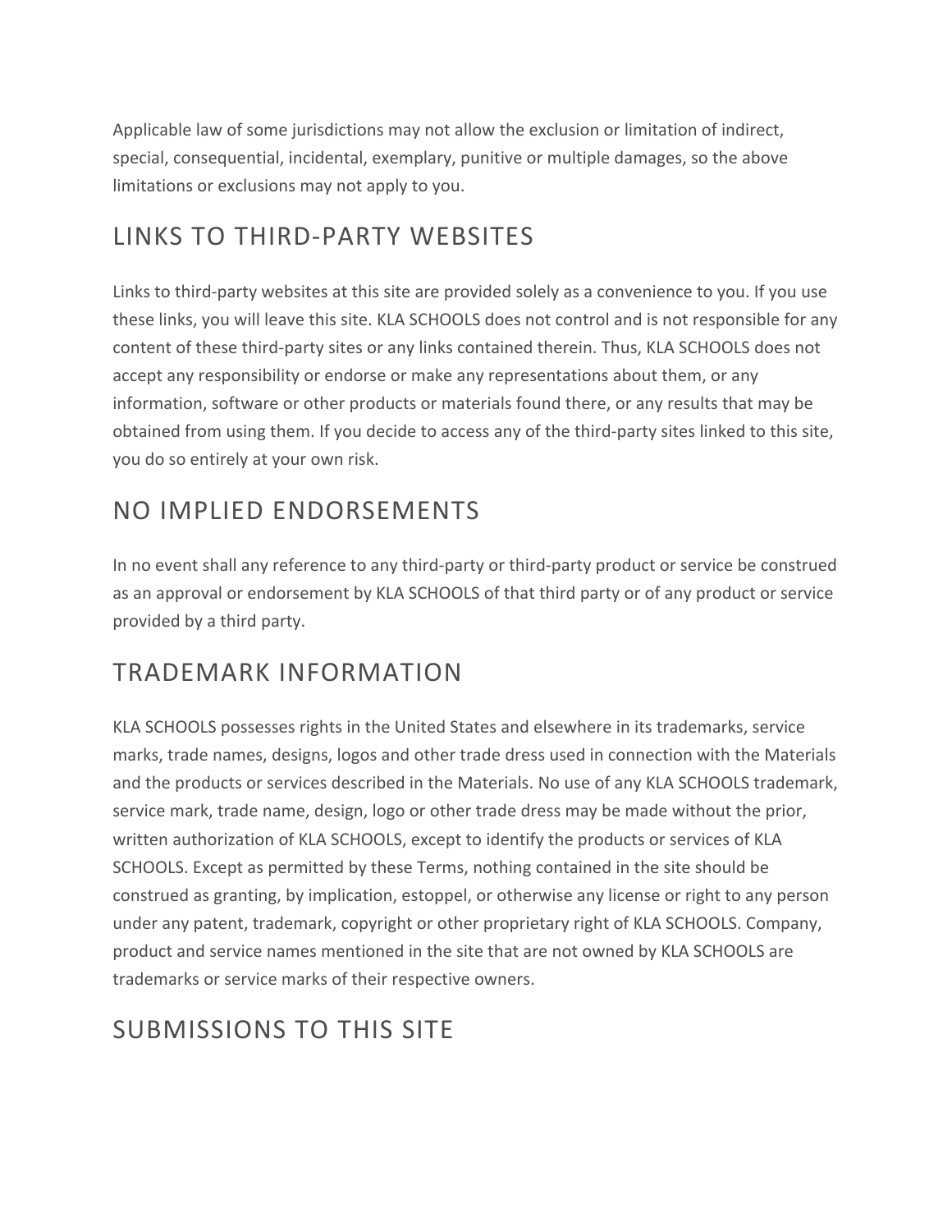Applicable law of some jurisdictions may not allow the exclusion or limitation of indirect, special, consequential, incidental, exemplary, punitive or multiple damages, so the above limitations or exclusions may not apply to you.

## LINKS TO THIRD-PARTY WEBSITES

Links to third-party websites at this site are provided solely as a convenience to you. If you use these links, you will leave this site. KLA SCHOOLS does not control and is not responsible for any content of these third-party sites or any links contained therein. Thus, KLA SCHOOLS does not accept any responsibility or endorse or make any representations about them, or any information, software or other products or materials found there, or any results that may be obtained from using them. If you decide to access any of the third-party sites linked to this site, you do so entirely at your own risk.

## NO IMPLIED ENDORSEMENTS

In no event shall any reference to any third-party or third-party product or service be construed as an approval or endorsement by KLA SCHOOLS of that third party or of any product or service provided by a third party.

## TRADEMARK INFORMATION

KLA SCHOOLS possesses rights in the United States and elsewhere in its trademarks, service marks, trade names, designs, logos and other trade dress used in connection with the Materials and the products or services described in the Materials. No use of any KLA SCHOOLS trademark, service mark, trade name, design, logo or other trade dress may be made without the prior, written authorization of KLA SCHOOLS, except to identify the products or services of KLA SCHOOLS. Except as permitted by these Terms, nothing contained in the site should be construed as granting, by implication, estoppel, or otherwise any license or right to any person under any patent, trademark, copyright or other proprietary right of KLA SCHOOLS. Company, product and service names mentioned in the site that are not owned by KLA SCHOOLS are trademarks or service marks of their respective owners.

## SUBMISSIONS TO THIS SITE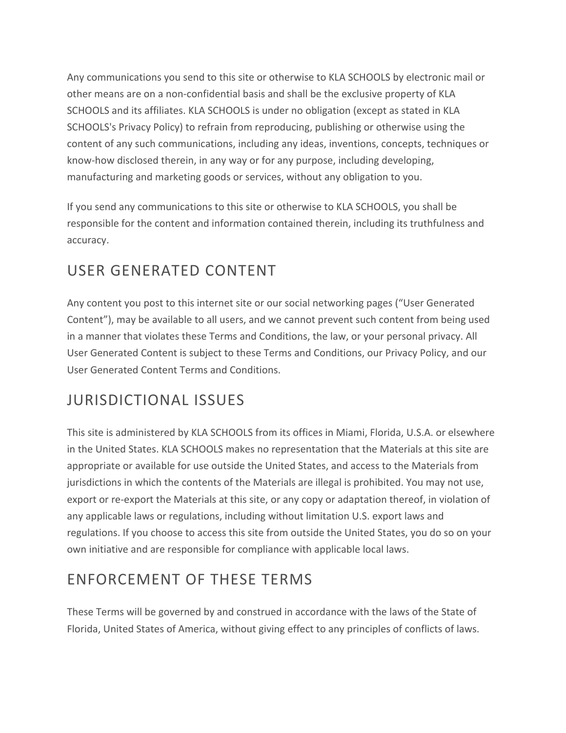Any communications you send to this site or otherwise to KLA SCHOOLS by electronic mail or other means are on a non-confidential basis and shall be the exclusive property of KLA SCHOOLS and its affiliates. KLA SCHOOLS is under no obligation (except as stated in KLA SCHOOLS's Privacy Policy) to refrain from reproducing, publishing or otherwise using the content of any such communications, including any ideas, inventions, concepts, techniques or know-how disclosed therein, in any way or for any purpose, including developing, manufacturing and marketing goods or services, without any obligation to you.

If you send any communications to this site or otherwise to KLA SCHOOLS, you shall be responsible for the content and information contained therein, including its truthfulness and accuracy.

## USER GENERATED CONTENT

Any content you post to this internet site or our social networking pages ("User Generated Content"), may be available to all users, and we cannot prevent such content from being used in a manner that violates these Terms and Conditions, the law, or your personal privacy. All User Generated Content is subject to these Terms and Conditions, our Privacy Policy, and our User Generated Content Terms and Conditions.

## JURISDICTIONAL ISSUES

This site is administered by KLA SCHOOLS from its offices in Miami, Florida, U.S.A. or elsewhere in the United States. KLA SCHOOLS makes no representation that the Materials at this site are appropriate or available for use outside the United States, and access to the Materials from jurisdictions in which the contents of the Materials are illegal is prohibited. You may not use, export or re-export the Materials at this site, or any copy or adaptation thereof, in violation of any applicable laws or regulations, including without limitation U.S. export laws and regulations. If you choose to access this site from outside the United States, you do so on your own initiative and are responsible for compliance with applicable local laws.

## ENFORCEMENT OF THESE TERMS

These Terms will be governed by and construed in accordance with the laws of the State of Florida, United States of America, without giving effect to any principles of conflicts of laws.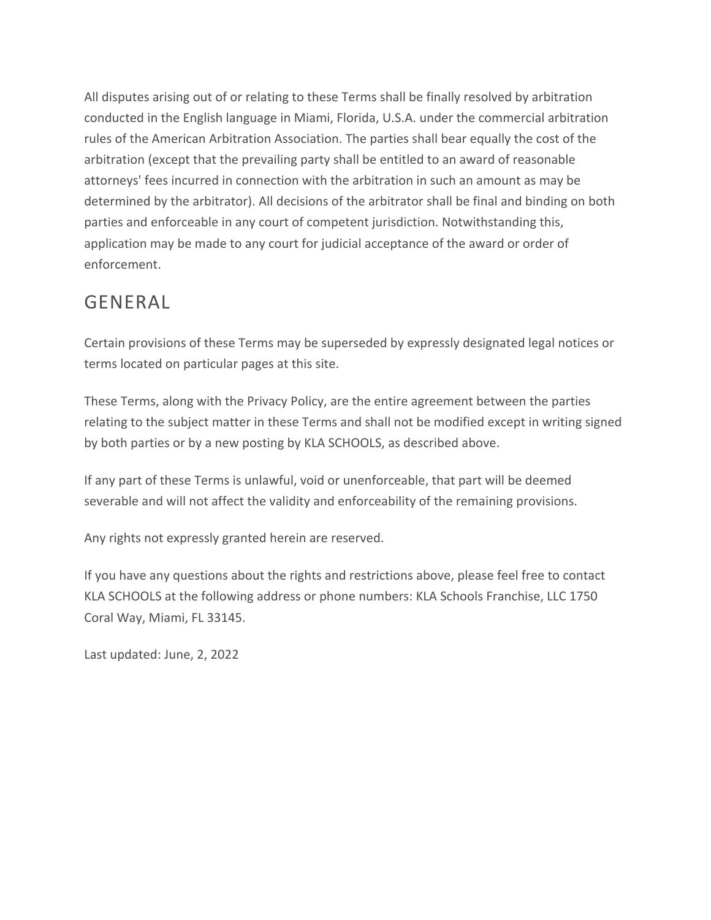All disputes arising out of or relating to these Terms shall be finally resolved by arbitration conducted in the English language in Miami, Florida, U.S.A. under the commercial arbitration rules of the American Arbitration Association. The parties shall bear equally the cost of the arbitration (except that the prevailing party shall be entitled to an award of reasonable attorneys' fees incurred in connection with the arbitration in such an amount as may be determined by the arbitrator). All decisions of the arbitrator shall be final and binding on both parties and enforceable in any court of competent jurisdiction. Notwithstanding this, application may be made to any court for judicial acceptance of the award or order of enforcement.

## GENERAL

Certain provisions of these Terms may be superseded by expressly designated legal notices or terms located on particular pages at this site.

These Terms, along with the Privacy Policy, are the entire agreement between the parties relating to the subject matter in these Terms and shall not be modified except in writing signed by both parties or by a new posting by KLA SCHOOLS, as described above.

If any part of these Terms is unlawful, void or unenforceable, that part will be deemed severable and will not affect the validity and enforceability of the remaining provisions.

Any rights not expressly granted herein are reserved.

If you have any questions about the rights and restrictions above, please feel free to contact KLA SCHOOLS at the following address or phone numbers: KLA Schools Franchise, LLC 1750 Coral Way, Miami, FL 33145.

Last updated: June, 2, 2022